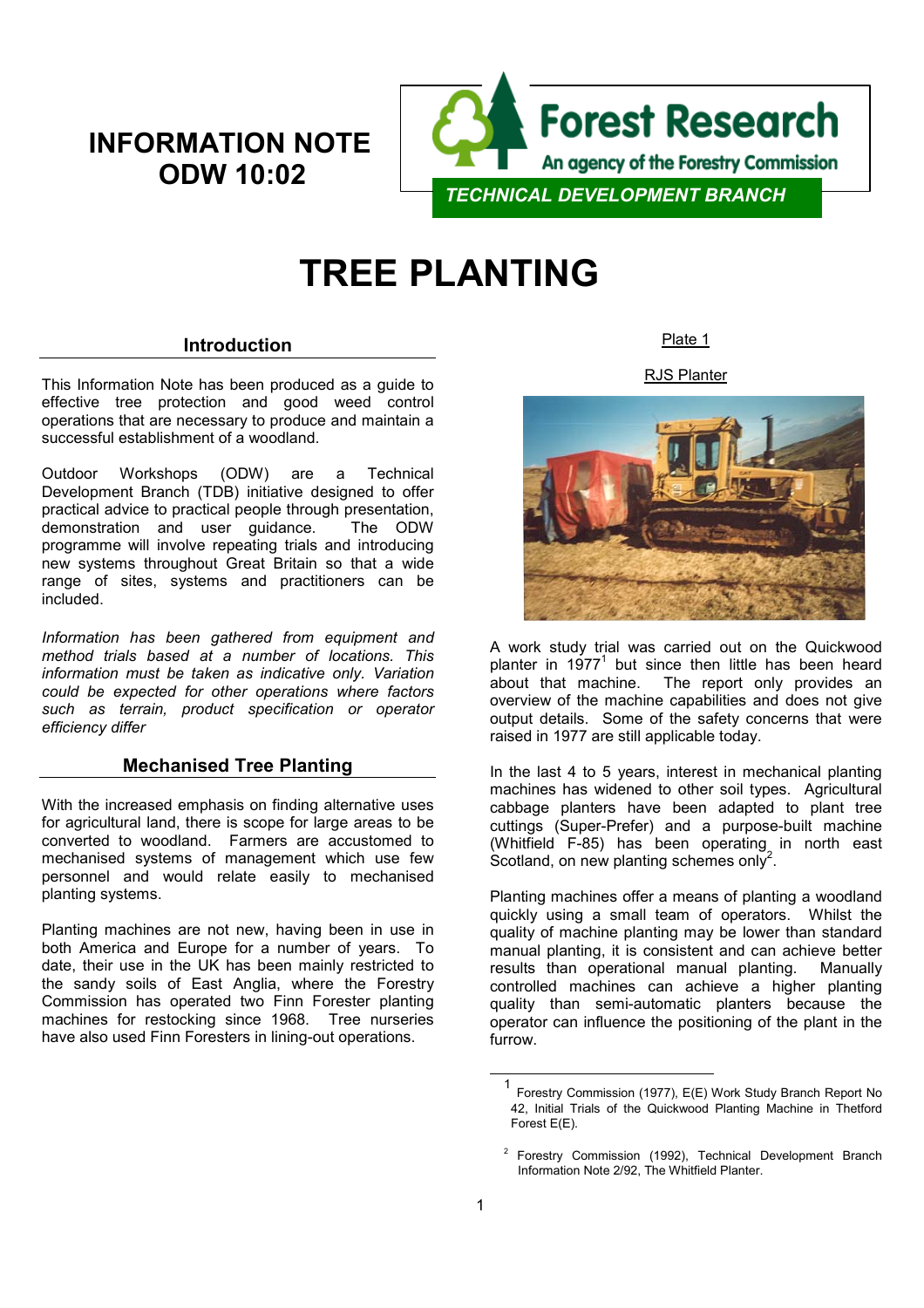# INFORMATION NOTE ODW 10:02

Forest Research
An agency of the Forestry Commission
TECHNICAL DEVELOPMENT BRANCH

# TREE PLANTING

## Introduction

This Information Note has been produced as a guide to effective tree protection and good weed control operations that are necessary to produce and maintain a successful establishment of a woodland.

Outdoor Workshops (ODW) are a Technical Development Branch (TDB) initiative designed to offer practical advice to practical people through presentation, demonstration and user guidance. The ODW programme will involve repeating trials and introducing new systems throughout Great Britain so that a wide range of sites, systems and practitioners can be included.

*Information has been gathered from equipment and method trials based at a number of locations. This information must be taken as indicative only. Variation could be expected for other operations where factors such as terrain, product specification or operator efficiency differ*

## Mechanised Tree Planting

With the increased emphasis on finding alternative uses for agricultural land, there is scope for large areas to be converted to woodland. Farmers are accustomed to mechanised systems of management which use few personnel and would relate easily to mechanised planting systems.

Planting machines are not new, having been in use in both America and Europe for a number of years. To date, their use in the UK has been mainly restricted to the sandy soils of East Anglia, where the Forestry Commission has operated two Finn Forester planting machines for restocking since 1968. Tree nurseries have also used Finn Foresters in lining-out operations.

Plate 1

RJS Planter

A work study trial was carried out on the Quickwood planter in 1977[1] but since then little has been heard about that machine. The report only provides an overview of the machine capabilities and does not give output details. Some of the safety concerns that were raised in 1977 are still applicable today.

In the last 4 to 5 years, interest in mechanical planting machines has widened to other soil types. Agricultural cabbage planters have been adapted to plant tree cuttings (Super-Prefer) and a purpose-built machine (Whitfield F-85) has been operating in north east Scotland, on new planting schemes only[2].

Planting machines offer a means of planting a woodland quickly using a small team of operators. Whilst the quality of machine planting may be lower than standard manual planting, it is consistent and can achieve better results than operational manual planting. Manually controlled machines can achieve a higher planting quality than semi-automatic planters because the operator can influence the positioning of the plant in the furrow.

[1] Forestry Commission (1977), E(E) Work Study Branch Report No 42, Initial Trials of the Quickwood Planting Machine in Thetford Forest E(E).

[2] Forestry Commission (1992), Technical Development Branch Information Note 2/92, The Whitfield Planter.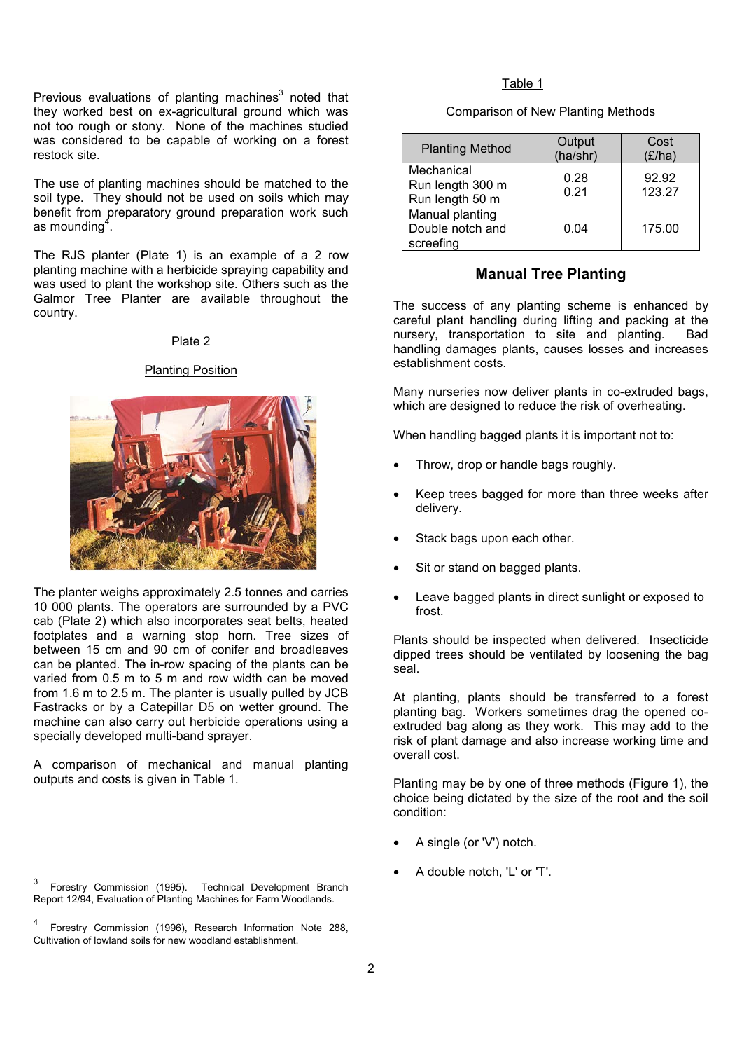Previous evaluations of planting machines[3] noted that they worked best on ex-agricultural ground which was not too rough or stony. None of the machines studied was considered to be capable of working on a forest restock site.

The use of planting machines should be matched to the soil type. They should not be used on soils which may benefit from preparatory ground preparation work such as mounding[4].

The RJS planter (Plate 1) is an example of a 2 row planting machine with a herbicide spraying capability and was used to plant the workshop site. Others such as the Galmor Tree Planter are available throughout the country.

Plate 2

Planting Position

The planter weighs approximately 2.5 tonnes and carries 10 000 plants. The operators are surrounded by a PVC cab (Plate 2) which also incorporates seat belts, heated footplates and a warning stop horn. Tree sizes of between 15 cm and 90 cm of conifer and broadleaves can be planted. The in-row spacing of the plants can be varied from 0.5 m to 5 m and row width can be moved from 1.6 m to 2.5 m. The planter is usually pulled by JCB Fastracks or by a Catepillar D5 on wetter ground. The machine can also carry out herbicide operations using a specially developed multi-band sprayer.

A comparison of mechanical and manual planting outputs and costs is given in Table 1.

Table 1

Comparison of New Planting Methods

| Planting Method | Output (ha/shr) | Cost (£/ha) |
|---|---|---|
| Mechanical<br>Run length 300 m<br>Run length 50 m | <br>0.28<br>0.21 | <br>92.92<br>123.27 |
| Manual planting<br>Double notch and screefing | 0.04 | 175.00 |

## Manual Tree Planting

The success of any planting scheme is enhanced by careful plant handling during lifting and packing at the nursery, transportation to site and planting. Bad handling damages plants, causes losses and increases establishment costs.

Many nurseries now deliver plants in co-extruded bags, which are designed to reduce the risk of overheating.

When handling bagged plants it is important not to:

- Throw, drop or handle bags roughly.
- Keep trees bagged for more than three weeks after delivery.
- Stack bags upon each other.
- Sit or stand on bagged plants.
- Leave bagged plants in direct sunlight or exposed to frost.

Plants should be inspected when delivered. Insecticide dipped trees should be ventilated by loosening the bag seal.

At planting, plants should be transferred to a forest planting bag. Workers sometimes drag the opened co-extruded bag along as they work. This may add to the risk of plant damage and also increase working time and overall cost.

Planting may be by one of three methods (Figure 1), the choice being dictated by the size of the root and the soil condition:

- A single (or 'V') notch.
- A double notch, 'L' or 'T'.

---

[3] Forestry Commission (1995). Technical Development Branch Report 12/94, Evaluation of Planting Machines for Farm Woodlands.

[4] Forestry Commission (1996), Research Information Note 288, Cultivation of lowland soils for new woodland establishment.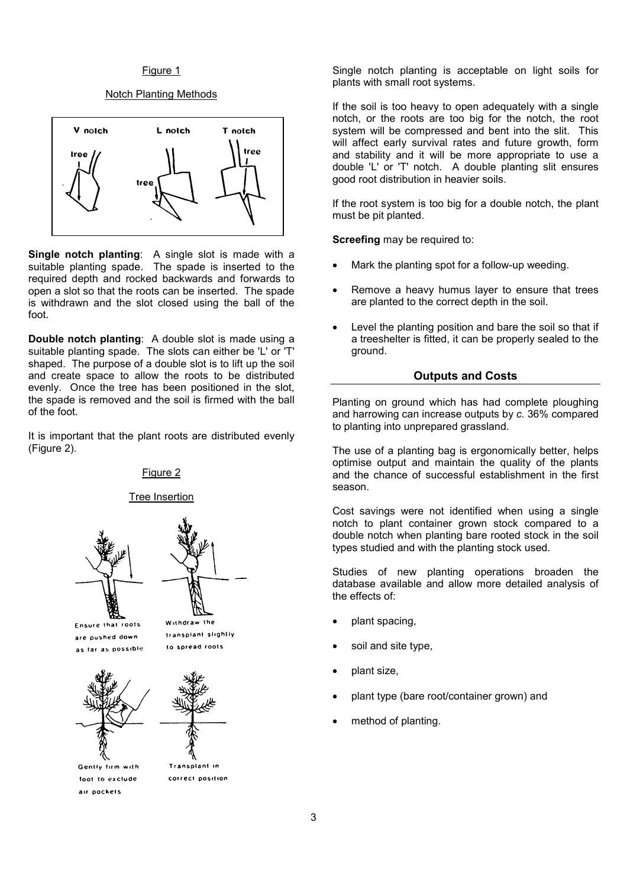Figure 1

Notch Planting Methods

**Single notch planting**: A single slot is made with a suitable planting spade. The spade is inserted to the required depth and rocked backwards and forwards to open a slot so that the roots can be inserted. The spade is withdrawn and the slot closed using the ball of the foot.

**Double notch planting**: A double slot is made using a suitable planting spade. The slots can either be 'L' or 'T' shaped. The purpose of a double slot is to lift up the soil and create space to allow the roots to be distributed evenly. Once the tree has been positioned in the slot, the spade is removed and the soil is firmed with the ball of the foot.

It is important that the plant roots are distributed evenly (Figure 2).

Figure 2

Tree Insertion

Single notch planting is acceptable on light soils for plants with small root systems.

If the soil is too heavy to open adequately with a single notch, or the roots are too big for the notch, the root system will be compressed and bent into the slit. This will affect early survival rates and future growth, form and stability and it will be more appropriate to use a double 'L' or 'T' notch. A double planting slit ensures good root distribution in heavier soils.

If the root system is too big for a double notch, the plant must be pit planted.

**Screefing** may be required to:

- Mark the planting spot for a follow-up weeding.
- Remove a heavy humus layer to ensure that trees are planted to the correct depth in the soil.
- Level the planting position and bare the soil so that if a treeshelter is fitted, it can be properly sealed to the ground.

## Outputs and Costs

Planting on ground which has had complete ploughing and harrowing can increase outputs by *c.* 36% compared to planting into unprepared grassland.

The use of a planting bag is ergonomically better, helps optimise output and maintain the quality of the plants and the chance of successful establishment in the first season.

Cost savings were not identified when using a single notch to plant container grown stock compared to a double notch when planting bare rooted stock in the soil types studied and with the planting stock used.

Studies of new planting operations broaden the database available and allow more detailed analysis of the effects of:

- plant spacing,
- soil and site type,
- plant size,
- plant type (bare root/container grown) and
- method of planting.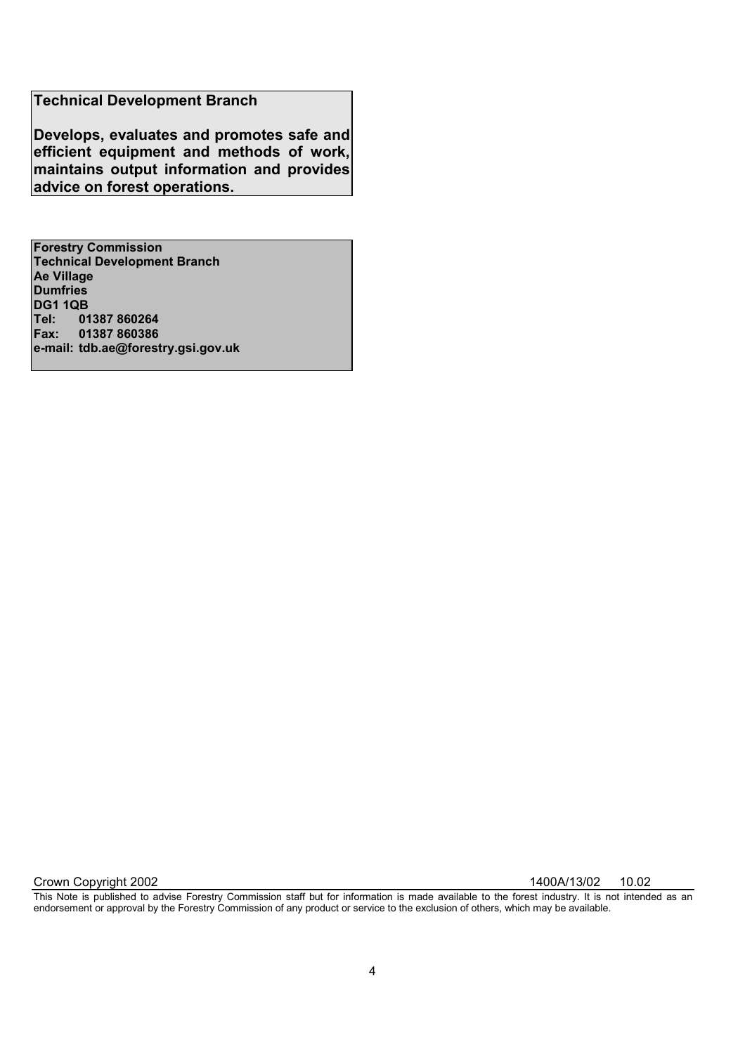**Technical Development Branch**

**Develops, evaluates and promotes safe and efficient equipment and methods of work, maintains output information and provides advice on forest operations.**

**Forestry Commission**
**Technical Development Branch**
**Ae Village**
**Dumfries**
**DG1 1QB**
**Tel: 01387 860264**
**Fax: 01387 860386**
**e-mail: tdb.ae@forestry.gsi.gov.uk**

Crown Copyright 2002 1400A/13/02 10.02

This Note is published to advise Forestry Commission staff but for information is made available to the forest industry. It is not intended as an endorsement or approval by the Forestry Commission of any product or service to the exclusion of others, which may be available.